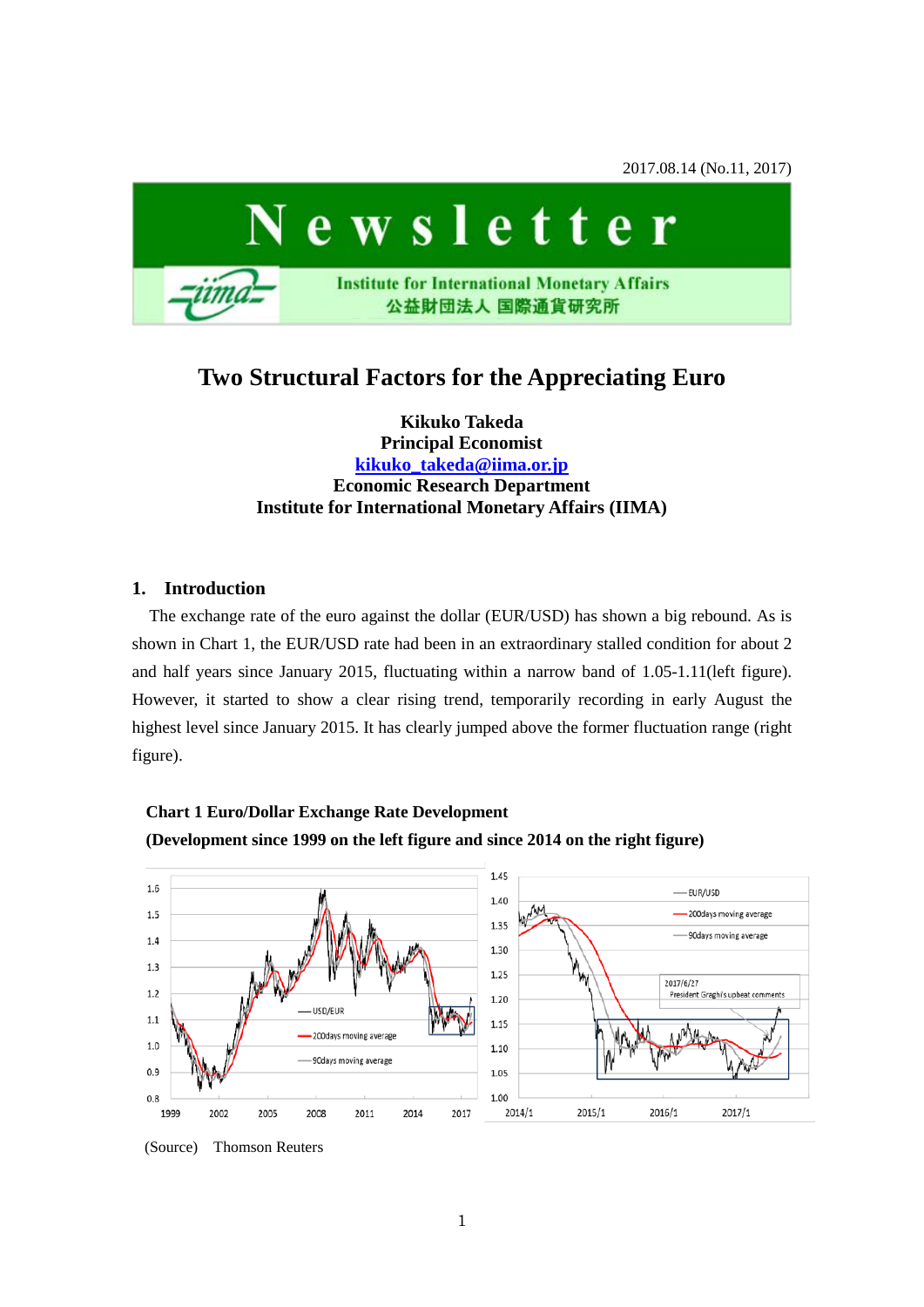2017.08.14 (No.11, 2017)

# Newsletter

Institute for International Monetary Affairs
公益財団法人 国際通貨研究所

## Two Structural Factors for the Appreciating Euro

**Kikuko Takeda**
**Principal Economist**
**kikuko_takeda@iima.or.jp**
**Economic Research Department**
**Institute for International Monetary Affairs (IIMA)**

### 1. Introduction

The exchange rate of the euro against the dollar (EUR/USD) has shown a big rebound. As is shown in Chart 1, the EUR/USD rate had been in an extraordinary stalled condition for about 2 and half years since January 2015, fluctuating within a narrow band of 1.05-1.11(left figure). However, it started to show a clear rising trend, temporarily recording in early August the highest level since January 2015. It has clearly jumped above the former fluctuation range (right figure).

**Chart 1 Euro/Dollar Exchange Rate Development**
**(Development since 1999 on the left figure and since 2014 on the right figure)**

(Source) Thomson Reuters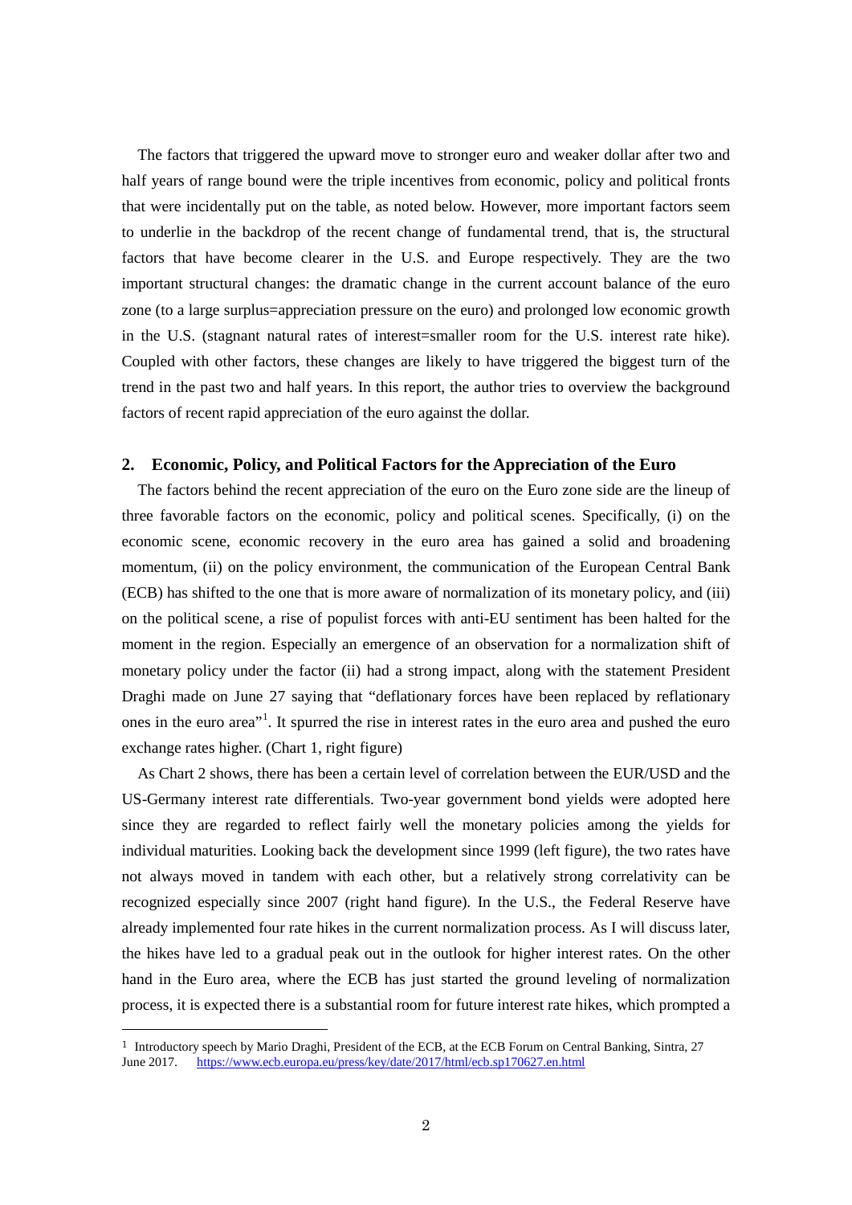The factors that triggered the upward move to stronger euro and weaker dollar after two and half years of range bound were the triple incentives from economic, policy and political fronts that were incidentally put on the table, as noted below. However, more important factors seem to underlie in the backdrop of the recent change of fundamental trend, that is, the structural factors that have become clearer in the U.S. and Europe respectively. They are the two important structural changes: the dramatic change in the current account balance of the euro zone (to a large surplus=appreciation pressure on the euro) and prolonged low economic growth in the U.S. (stagnant natural rates of interest=smaller room for the U.S. interest rate hike). Coupled with other factors, these changes are likely to have triggered the biggest turn of the trend in the past two and half years. In this report, the author tries to overview the background factors of recent rapid appreciation of the euro against the dollar.

## 2. Economic, Policy, and Political Factors for the Appreciation of the Euro

The factors behind the recent appreciation of the euro on the Euro zone side are the lineup of three favorable factors on the economic, policy and political scenes. Specifically, (i) on the economic scene, economic recovery in the euro area has gained a solid and broadening momentum, (ii) on the policy environment, the communication of the European Central Bank (ECB) has shifted to the one that is more aware of normalization of its monetary policy, and (iii) on the political scene, a rise of populist forces with anti-EU sentiment has been halted for the moment in the region. Especially an emergence of an observation for a normalization shift of monetary policy under the factor (ii) had a strong impact, along with the statement President Draghi made on June 27 saying that "deflationary forces have been replaced by reflationary ones in the euro area"[1]. It spurred the rise in interest rates in the euro area and pushed the euro exchange rates higher. (Chart 1, right figure)

As Chart 2 shows, there has been a certain level of correlation between the EUR/USD and the US-Germany interest rate differentials. Two-year government bond yields were adopted here since they are regarded to reflect fairly well the monetary policies among the yields for individual maturities. Looking back the development since 1999 (left figure), the two rates have not always moved in tandem with each other, but a relatively strong correlativity can be recognized especially since 2007 (right hand figure). In the U.S., the Federal Reserve have already implemented four rate hikes in the current normalization process. As I will discuss later, the hikes have led to a gradual peak out in the outlook for higher interest rates. On the other hand in the Euro area, where the ECB has just started the ground leveling of normalization process, it is expected there is a substantial room for future interest rate hikes, which prompted a

[1] Introductory speech by Mario Draghi, President of the ECB, at the ECB Forum on Central Banking, Sintra, 27 June 2017. https://www.ecb.europa.eu/press/key/date/2017/html/ecb.sp170627.en.html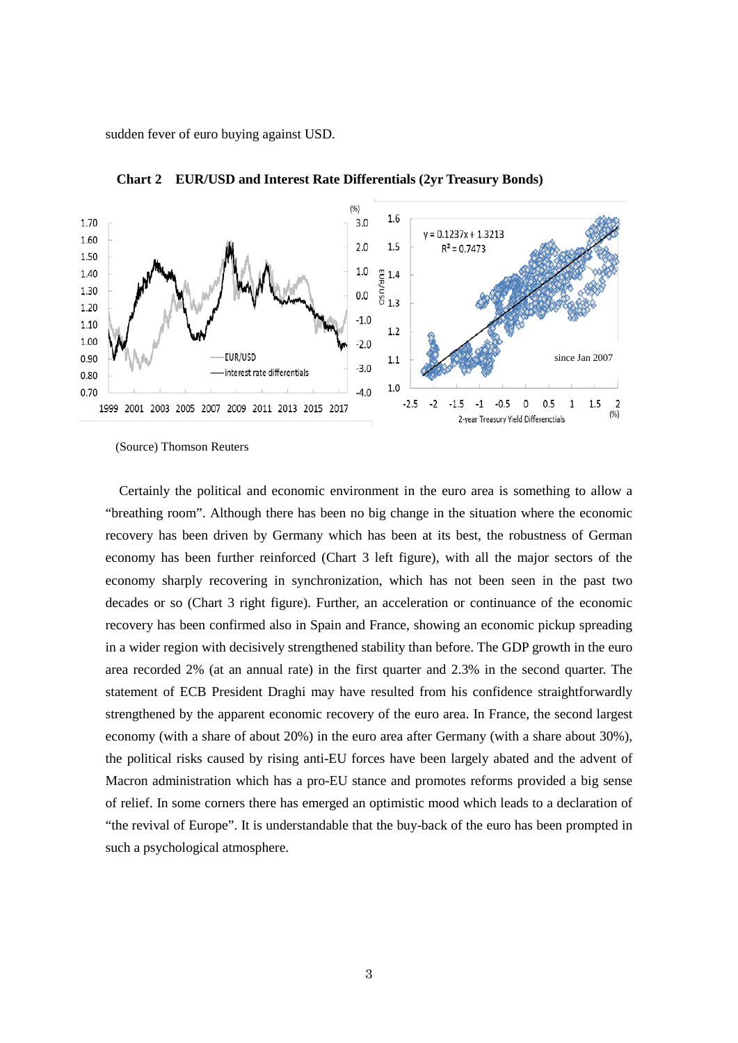sudden fever of euro buying against USD.

**Chart 2　EUR/USD and Interest Rate Differentials (2yr Treasury Bonds)**

(Source) Thomson Reuters

Certainly the political and economic environment in the euro area is something to allow a "breathing room". Although there has been no big change in the situation where the economic recovery has been driven by Germany which has been at its best, the robustness of German economy has been further reinforced (Chart 3 left figure), with all the major sectors of the economy sharply recovering in synchronization, which has not been seen in the past two decades or so (Chart 3 right figure). Further, an acceleration or continuance of the economic recovery has been confirmed also in Spain and France, showing an economic pickup spreading in a wider region with decisively strengthened stability than before. The GDP growth in the euro area recorded 2% (at an annual rate) in the first quarter and 2.3% in the second quarter. The statement of ECB President Draghi may have resulted from his confidence straightforwardly strengthened by the apparent economic recovery of the euro area. In France, the second largest economy (with a share of about 20%) in the euro area after Germany (with a share about 30%), the political risks caused by rising anti-EU forces have been largely abated and the advent of Macron administration which has a pro-EU stance and promotes reforms provided a big sense of relief. In some corners there has emerged an optimistic mood which leads to a declaration of "the revival of Europe". It is understandable that the buy-back of the euro has been prompted in such a psychological atmosphere.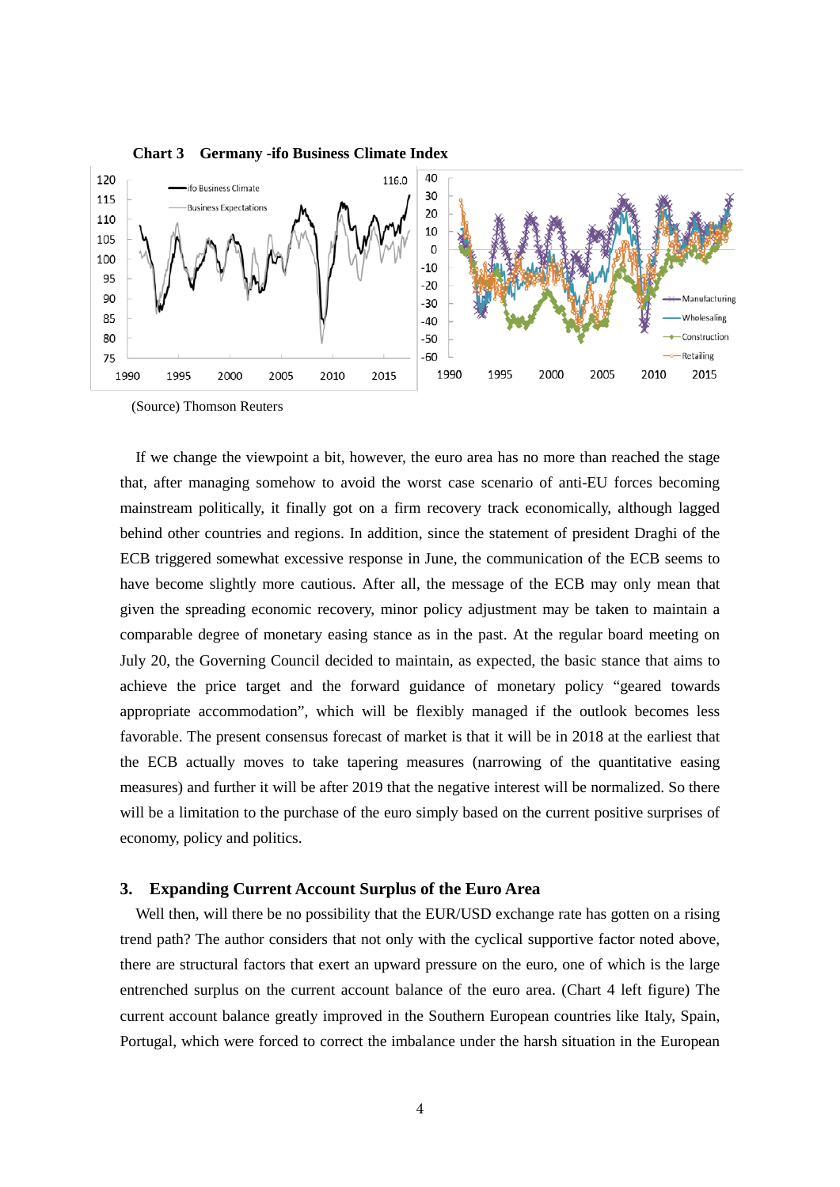**Chart 3 Germany -ifo Business Climate Index**

(Source) Thomson Reuters

If we change the viewpoint a bit, however, the euro area has no more than reached the stage that, after managing somehow to avoid the worst case scenario of anti-EU forces becoming mainstream politically, it finally got on a firm recovery track economically, although lagged behind other countries and regions. In addition, since the statement of president Draghi of the ECB triggered somewhat excessive response in June, the communication of the ECB seems to have become slightly more cautious. After all, the message of the ECB may only mean that given the spreading economic recovery, minor policy adjustment may be taken to maintain a comparable degree of monetary easing stance as in the past. At the regular board meeting on July 20, the Governing Council decided to maintain, as expected, the basic stance that aims to achieve the price target and the forward guidance of monetary policy "geared towards appropriate accommodation", which will be flexibly managed if the outlook becomes less favorable. The present consensus forecast of market is that it will be in 2018 at the earliest that the ECB actually moves to take tapering measures (narrowing of the quantitative easing measures) and further it will be after 2019 that the negative interest will be normalized. So there will be a limitation to the purchase of the euro simply based on the current positive surprises of economy, policy and politics.

## 3. Expanding Current Account Surplus of the Euro Area

Well then, will there be no possibility that the EUR/USD exchange rate has gotten on a rising trend path? The author considers that not only with the cyclical supportive factor noted above, there are structural factors that exert an upward pressure on the euro, one of which is the large entrenched surplus on the current account balance of the euro area. (Chart 4 left figure) The current account balance greatly improved in the Southern European countries like Italy, Spain, Portugal, which were forced to correct the imbalance under the harsh situation in the European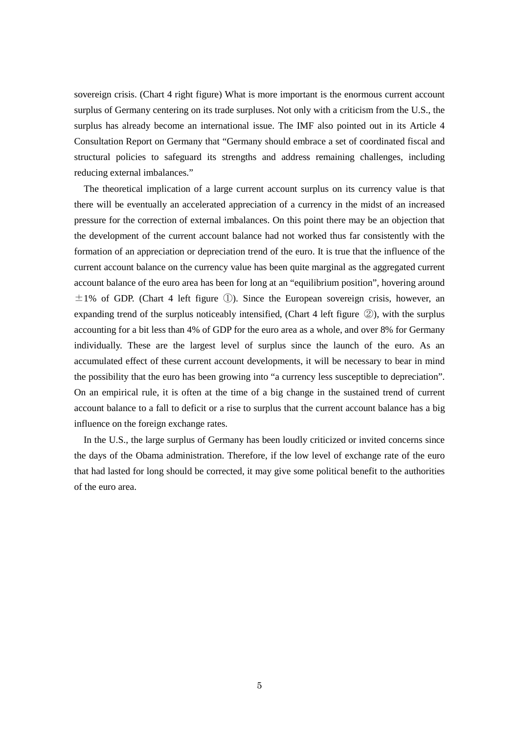sovereign crisis. (Chart 4 right figure) What is more important is the enormous current account surplus of Germany centering on its trade surpluses. Not only with a criticism from the U.S., the surplus has already become an international issue. The IMF also pointed out in its Article 4 Consultation Report on Germany that "Germany should embrace a set of coordinated fiscal and structural policies to safeguard its strengths and address remaining challenges, including reducing external imbalances."

The theoretical implication of a large current account surplus on its currency value is that there will be eventually an accelerated appreciation of a currency in the midst of an increased pressure for the correction of external imbalances. On this point there may be an objection that the development of the current account balance had not worked thus far consistently with the formation of an appreciation or depreciation trend of the euro. It is true that the influence of the current account balance on the currency value has been quite marginal as the aggregated current account balance of the euro area has been for long at an "equilibrium position", hovering around ±1% of GDP. (Chart 4 left figure ①). Since the European sovereign crisis, however, an expanding trend of the surplus noticeably intensified, (Chart 4 left figure ②), with the surplus accounting for a bit less than 4% of GDP for the euro area as a whole, and over 8% for Germany individually. These are the largest level of surplus since the launch of the euro. As an accumulated effect of these current account developments, it will be necessary to bear in mind the possibility that the euro has been growing into "a currency less susceptible to depreciation". On an empirical rule, it is often at the time of a big change in the sustained trend of current account balance to a fall to deficit or a rise to surplus that the current account balance has a big influence on the foreign exchange rates.

In the U.S., the large surplus of Germany has been loudly criticized or invited concerns since the days of the Obama administration. Therefore, if the low level of exchange rate of the euro that had lasted for long should be corrected, it may give some political benefit to the authorities of the euro area.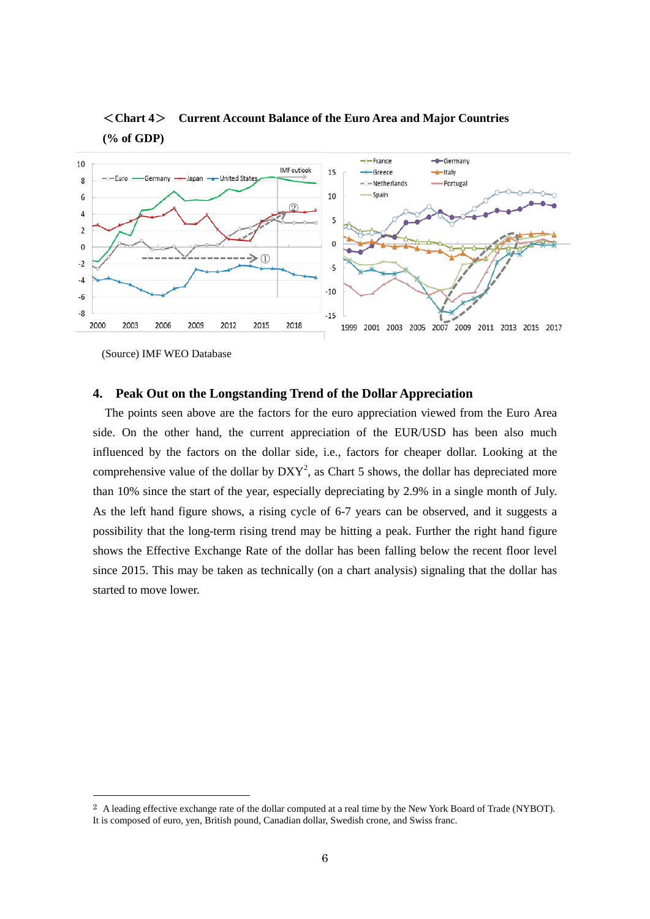**＜Chart 4＞ Current Account Balance of the Euro Area and Major Countries (% of GDP)**

(Source) IMF WEO Database

## 4. Peak Out on the Longstanding Trend of the Dollar Appreciation

The points seen above are the factors for the euro appreciation viewed from the Euro Area side. On the other hand, the current appreciation of the EUR/USD has been also much influenced by the factors on the dollar side, i.e., factors for cheaper dollar. Looking at the comprehensive value of the dollar by DXY[2], as Chart 5 shows, the dollar has depreciated more than 10% since the start of the year, especially depreciating by 2.9% in a single month of July. As the left hand figure shows, a rising cycle of 6-7 years can be observed, and it suggests a possibility that the long-term rising trend may be hitting a peak. Further the right hand figure shows the Effective Exchange Rate of the dollar has been falling below the recent floor level since 2015. This may be taken as technically (on a chart analysis) signaling that the dollar has started to move lower.

---

[2] A leading effective exchange rate of the dollar computed at a real time by the New York Board of Trade (NYBOT). It is composed of euro, yen, British pound, Canadian dollar, Swedish crone, and Swiss franc.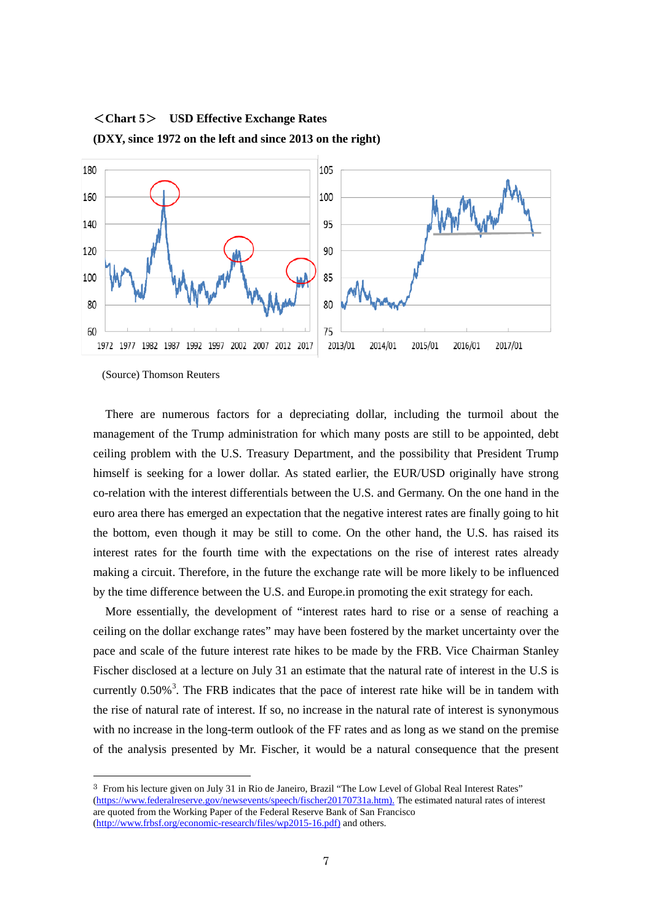**＜Chart 5＞ USD Effective Exchange Rates**

**(DXY, since 1972 on the left and since 2013 on the right)**

(Source) Thomson Reuters

There are numerous factors for a depreciating dollar, including the turmoil about the management of the Trump administration for which many posts are still to be appointed, debt ceiling problem with the U.S. Treasury Department, and the possibility that President Trump himself is seeking for a lower dollar. As stated earlier, the EUR/USD originally have strong co-relation with the interest differentials between the U.S. and Germany. On the one hand in the euro area there has emerged an expectation that the negative interest rates are finally going to hit the bottom, even though it may be still to come. On the other hand, the U.S. has raised its interest rates for the fourth time with the expectations on the rise of interest rates already making a circuit. Therefore, in the future the exchange rate will be more likely to be influenced by the time difference between the U.S. and Europe.in promoting the exit strategy for each.

More essentially, the development of "interest rates hard to rise or a sense of reaching a ceiling on the dollar exchange rates" may have been fostered by the market uncertainty over the pace and scale of the future interest rate hikes to be made by the FRB. Vice Chairman Stanley Fischer disclosed at a lecture on July 31 an estimate that the natural rate of interest in the U.S is currently 0.50%[3]. The FRB indicates that the pace of interest rate hike will be in tandem with the rise of natural rate of interest. If so, no increase in the natural rate of interest is synonymous with no increase in the long-term outlook of the FF rates and as long as we stand on the premise of the analysis presented by Mr. Fischer, it would be a natural consequence that the present

---

[3] From his lecture given on July 31 in Rio de Janeiro, Brazil "The Low Level of Global Real Interest Rates" (https://www.federalreserve.gov/newsevents/speech/fischer20170731a.htm). The estimated natural rates of interest are quoted from the Working Paper of the Federal Reserve Bank of San Francisco (http://www.frbsf.org/economic-research/files/wp2015-16.pdf) and others.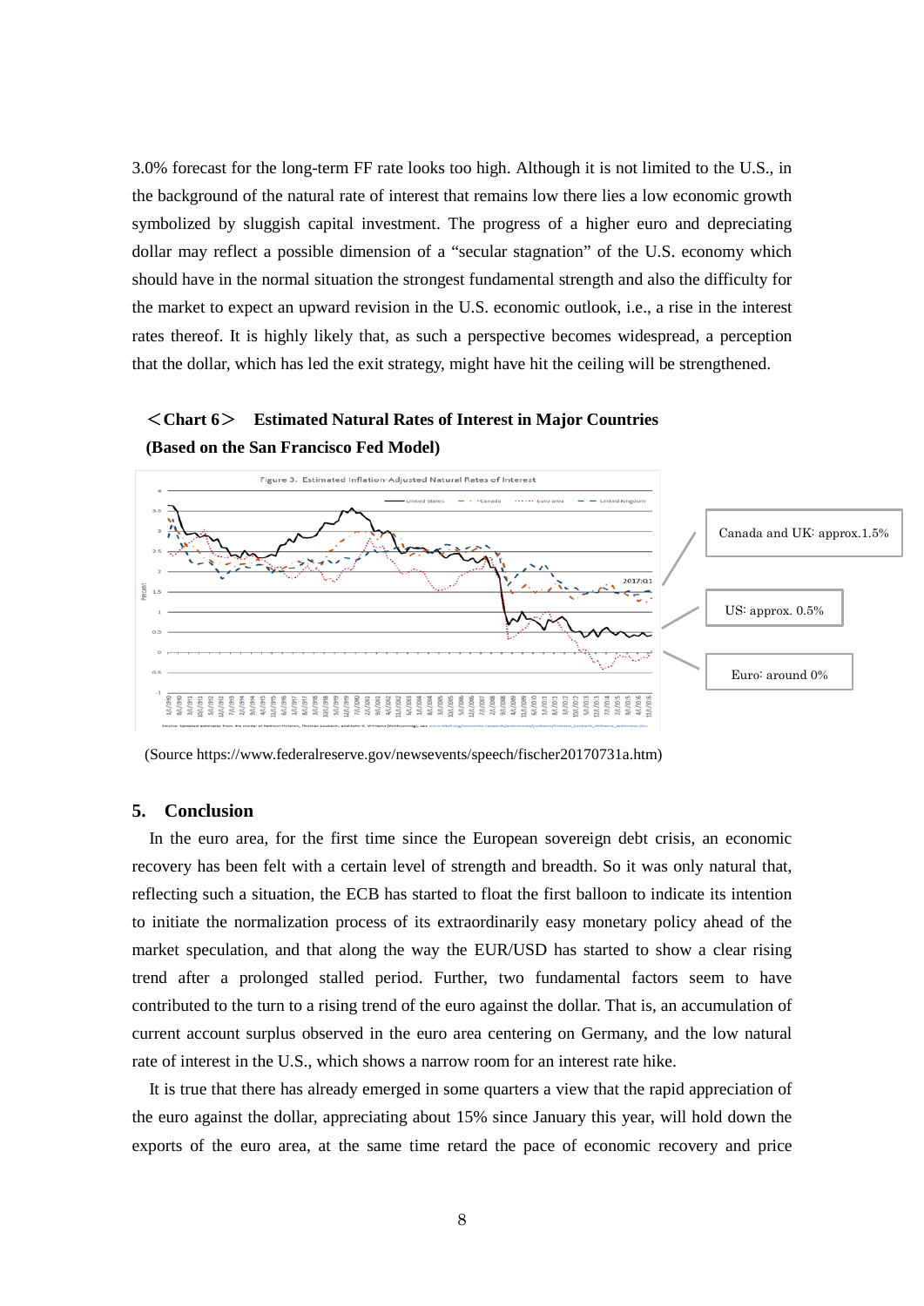3.0% forecast for the long-term FF rate looks too high. Although it is not limited to the U.S., in the background of the natural rate of interest that remains low there lies a low economic growth symbolized by sluggish capital investment. The progress of a higher euro and depreciating dollar may reflect a possible dimension of a "secular stagnation" of the U.S. economy which should have in the normal situation the strongest fundamental strength and also the difficulty for the market to expect an upward revision in the U.S. economic outlook, i.e., a rise in the interest rates thereof. It is highly likely that, as such a perspective becomes widespread, a perception that the dollar, which has led the exit strategy, might have hit the ceiling will be strengthened.

**＜Chart 6＞ Estimated Natural Rates of Interest in Major Countries (Based on the San Francisco Fed Model)**

Canada and UK: approx.1.5%

US: approx. 0.5%

Euro: around 0%

(Source https://www.federalreserve.gov/newsevents/speech/fischer20170731a.htm)

## 5. Conclusion

In the euro area, for the first time since the European sovereign debt crisis, an economic recovery has been felt with a certain level of strength and breadth. So it was only natural that, reflecting such a situation, the ECB has started to float the first balloon to indicate its intention to initiate the normalization process of its extraordinarily easy monetary policy ahead of the market speculation, and that along the way the EUR/USD has started to show a clear rising trend after a prolonged stalled period. Further, two fundamental factors seem to have contributed to the turn to a rising trend of the euro against the dollar. That is, an accumulation of current account surplus observed in the euro area centering on Germany, and the low natural rate of interest in the U.S., which shows a narrow room for an interest rate hike.

It is true that there has already emerged in some quarters a view that the rapid appreciation of the euro against the dollar, appreciating about 15% since January this year, will hold down the exports of the euro area, at the same time retard the pace of economic recovery and price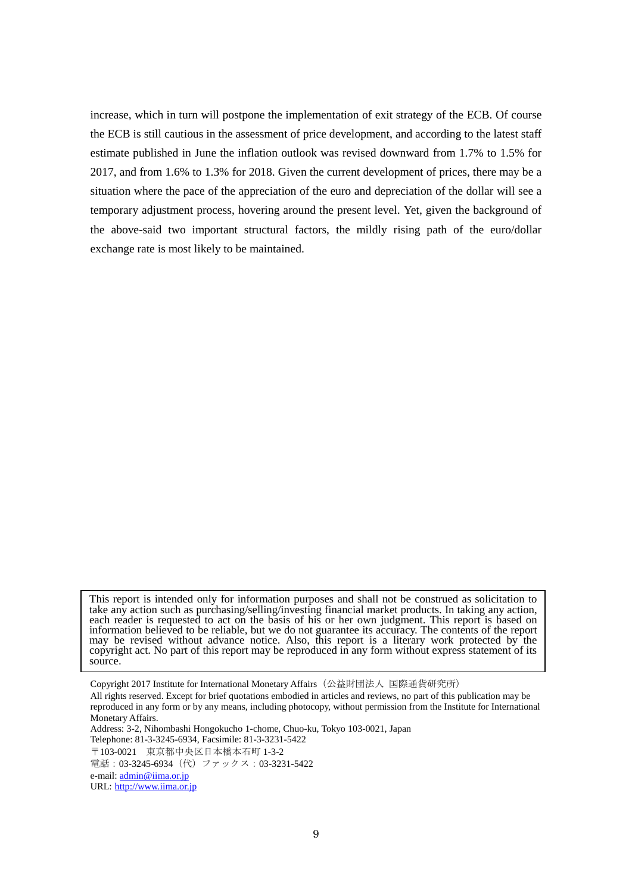increase, which in turn will postpone the implementation of exit strategy of the ECB. Of course the ECB is still cautious in the assessment of price development, and according to the latest staff estimate published in June the inflation outlook was revised downward from 1.7% to 1.5% for 2017, and from 1.6% to 1.3% for 2018. Given the current development of prices, there may be a situation where the pace of the appreciation of the euro and depreciation of the dollar will see a temporary adjustment process, hovering around the present level. Yet, given the background of the above-said two important structural factors, the mildly rising path of the euro/dollar exchange rate is most likely to be maintained.

> This report is intended only for information purposes and shall not be construed as solicitation to take any action such as purchasing/selling/investing financial market products. In taking any action, each reader is requested to act on the basis of his or her own judgment. This report is based on information believed to be reliable, but we do not guarantee its accuracy. The contents of the report may be revised without advance notice. Also, this report is a literary work protected by the copyright act. No part of this report may be reproduced in any form without express statement of its source.

Copyright 2017 Institute for International Monetary Affairs（公益財団法人 国際通貨研究所）

All rights reserved. Except for brief quotations embodied in articles and reviews, no part of this publication may be reproduced in any form or by any means, including photocopy, without permission from the Institute for International Monetary Affairs.

Address: 3-2, Nihombashi Hongokucho 1-chome, Chuo-ku, Tokyo 103-0021, Japan

Telephone: 81-3-3245-6934, Facsimile: 81-3-3231-5422

〒103-0021　東京都中央区日本橋本石町 1-3-2

電話：03-3245-6934（代）ファックス：03-3231-5422

e-mail: admin@iima.or.jp

URL: http://www.iima.or.jp